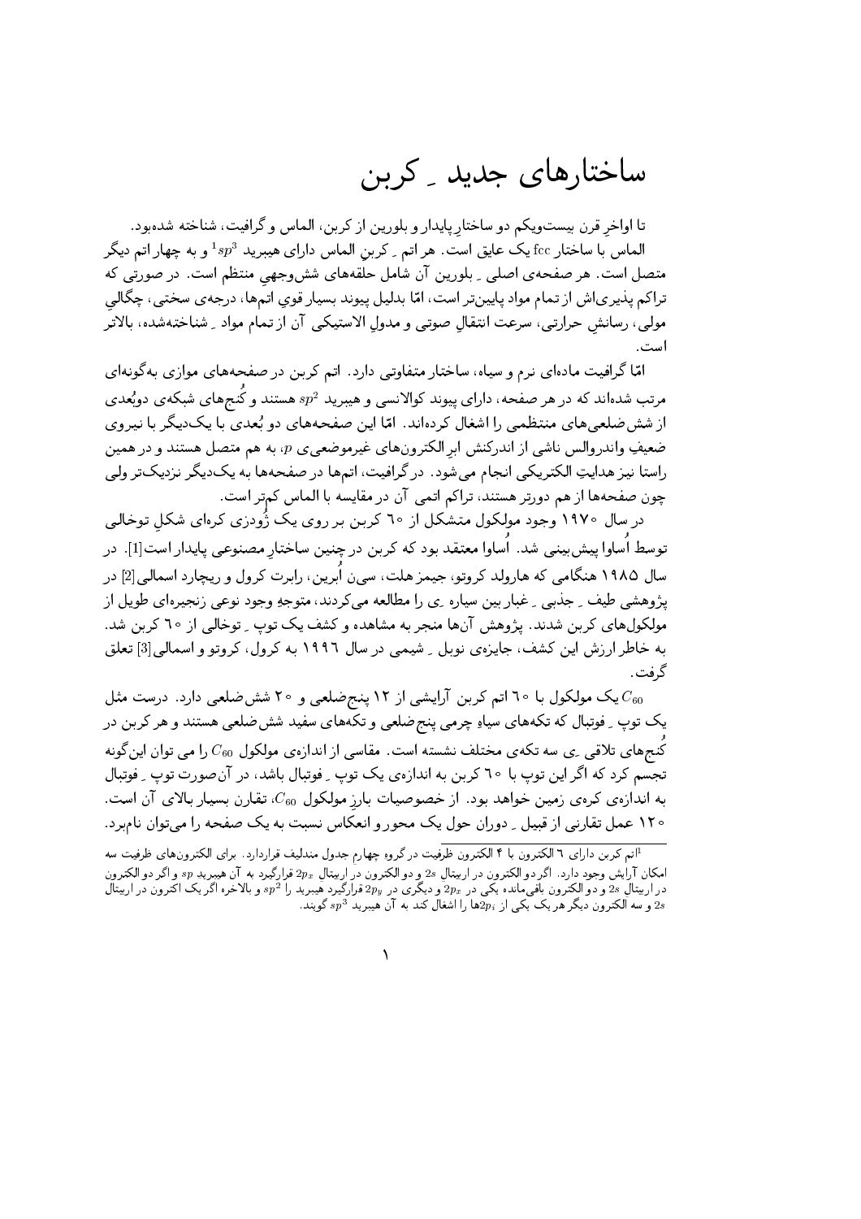# ساختارهای جدید ـ کربن

تا اواخرِ قرن بیست‌ویکم دو ساختارِ پایدار و بلورین از کربن، الماس و گرافیت، شناخته شده‌بود.
الماس با ساختار fcc یک عایق است. هر اتم ـ کربنِ الماس دارای هیبرید $sp^3$ [1] و به چهار اتم دیگر متصل است. هر صفحه‌ی اصلی ـ بلورین آن شامل حلقه‌های شش‌وجهیِ منتظم است. در صورتی که تراکم پذیری‌اش از تمام مواد پایین‌تر است، امّا بدلیل پیوند بسیار قوی اتم‌ها، درجه‌ی سختی، چگالیِ مولی، رسانشِ حرارتی، سرعت انتقالِ صوتی و مدولِ الاستیکی آن از تمام مواد ـ شناخته‌شده، بالاتر است.

امّا گرافیت ماده‌ای نرم و سیاه، ساختار متفاوتی دارد. اتم کربن در صفحه‌های موازی به‌گونه‌ای مرتب شده‌اند که در هر صفحه، دارای پیوند کووالانسی و هیبرید $sp^2$ هستند و کُنج‌های شبکه‌ی دوبُعدی از شش‌ضلعی‌های منتظمی را اشغال کرده‌اند. امّا این صفحه‌های دو بُعدی با یک‌دیگر با نیروی ضعیفِ واندروالس ناشی از اندرکنش ابرِالکترون‌های غیرموضعیِ $p$، به هم متصل هستند و در همین راستا نیز هدایتِ الکتریکی انجام می‌شود. در گرافیت، اتم‌ها در صفحه‌ها به یک‌دیگر نزدیک‌تر ولی چون صفحه‌ها از هم دورتر هستند، تراکم اتمی آن در مقایسه با الماس کم‌تر است.

در سال ۱۹۷۰ وجود مولکول متشکل از ٦٠ کربن بر روی یک ژُودزی کره‌ای شکلِ توخالی توسط اُساوا پیش‌بینی شد. اُساوا معتقد بود که کربن در چنین ساختارِ مصنوعی پایدار است[1]. در سال ۱۹۸۵ هنگامی که هارولد کروتو، جیمز هلت، سی‌ن اُبرین، رابرت کرول و ریچارد اسمالی[2] در پژوهشی طیف ـ جذبی ـ غبار بین سیاره ـی را مطالعه می‌کردند، متوجهِ وجود نوعی زنجیره‌ای طویل از مولکول‌های کربن شدند. پژوهش آن‌ها منجر به مشاهده و کشف یک توپ ـ توخالی از ٦٠ کربن شد. به خاطر ارزش این کشف، جایزه‌ی نوبل ـ شیمی در سال ۱۹۹٦ به کرول، کروتو و اسمالی[3] تعلق گرفت.

$C_{60}$ یک مولکول با ٦٠ اتم کربن آرایشی از ۱۲ پنج‌ضلعی و ۲۰ شش‌ضلعی دارد. درست مثل یک توپ ـ فوتبال که تکه‌های سیاهِ چرمی پنج‌ضلعی و تکه‌های سفید شش‌ضلعی هستند و هر کربن در کُنج‌های تلاقی ـی سه تکه‌ی مختلف نشسته است. مقاسی از اندازه‌ی مولکول $C_{60}$ را می توان این‌گونه تجسم کرد که اگر این توپ با ٦٠ کربن به اندازه‌ی یک توپ ـ فوتبال باشد، در آن‌صورت توپ ـ فوتبال به اندازه‌ی کره‌ی زمین خواهد بود. از خصوصیات بارزِ مولکول $C_{60}$، تقارن بسیار بالای آن است. ۱۲۰ عمل تقارنی از قبیل ـ دوران حول یک محور و انعکاس نسبت به یک صفحه را می‌توان نام‌برد.

---

[1] اتم کربن دارای ٦ الکترون با ۴ الکترون ظرفیت در گروه چهارم جدول مندلیف قراردارد. برای الکترون‌های ظرفیت سه امکان آرایش وجود دارد. اگر دو الکترون در اربیتال $2s$ و دو الکترون در اربیتال $2p_x$ قرارگیرد به آن هیبرید $sp$ و اگر دو الکترون در اربیتال $2s$ و دو الکترون باقی‌مانده یکی در $2p_x$ و دیگری در $2p_y$ قرارگیرد هیبرید را $sp^2$ و بالاخره اگر یک اکترون در اربیتال $2s$ و سه الکترون دیگر هر یک یکی از $2p_i$ها را اشغال کند به آن هیبرید $sp^3$ گویند.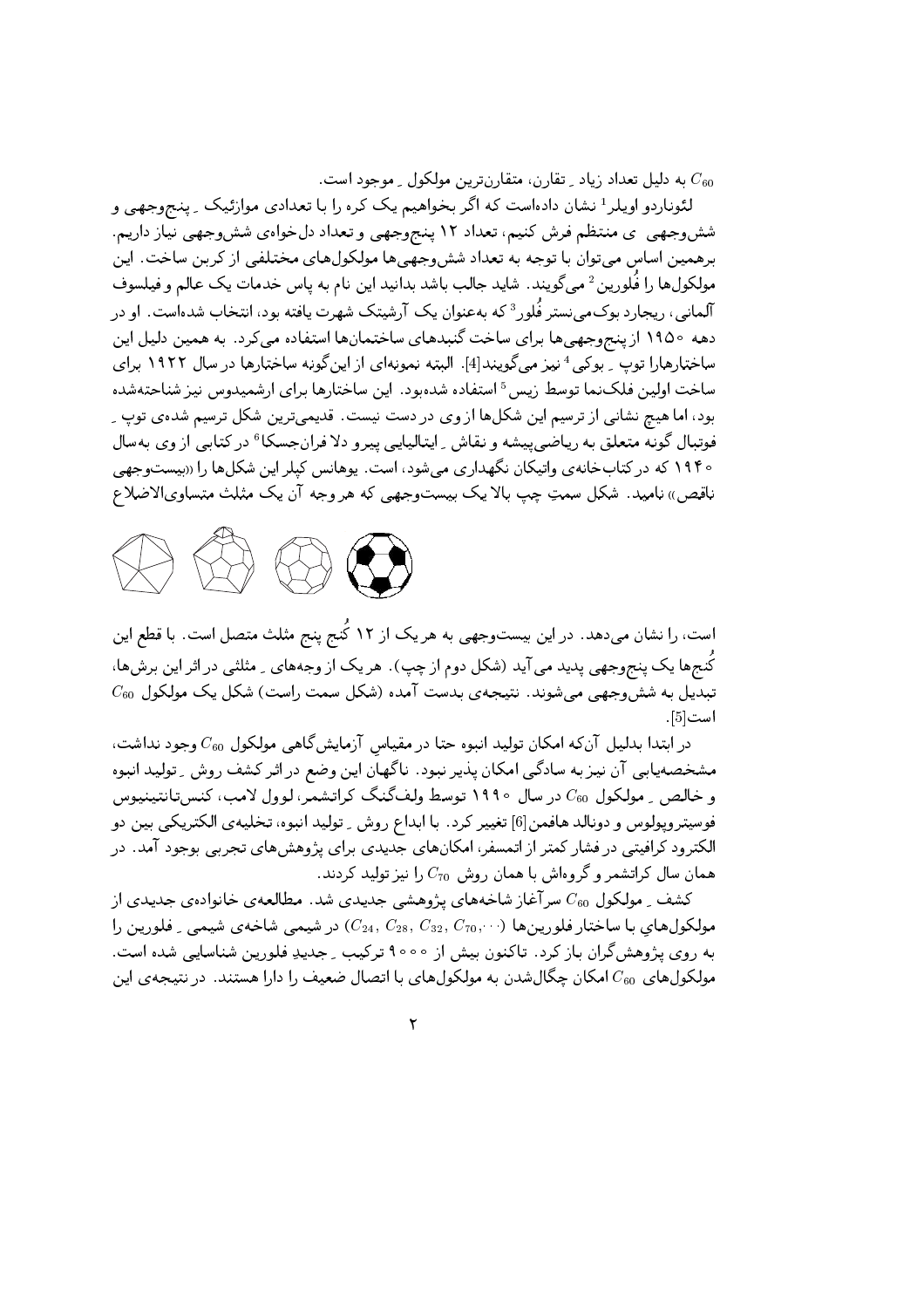$C_{60}$ به دلیل تعداد زیاد ِ تقارن، متقارن‌ترین مولکول ِ موجود است.

لئوناردو اویلر[1] نشان داده‌است که اگر بخواهیم یک کره را با تعدادی موازئیک ِ پنج‌وجهی و شش‌وجهی ی منتظم فرش کنیم، تعداد ۱۲ پنج‌وجهی و تعداد دل‌خواه‌ی شش‌وجهی نیاز داریم. برهمین اساس می‌توان با توجه به تعداد شش‌وجهی‌ها مولکول‌های مختلفی از کربن ساخت. این مولکول‌ها را فُلورین[2] می‌گویند. شاید جالب باشد بدانید این نام به پاس خدمات یک عالم و فیلسوف آلمانی، ریچارد بوک‌می‌نستر فُلور[3] که به‌عنوان یک آرشیتک شهرت یافته بود، انتخاب شده‌است. او در دهه ۱۹۵۰ از پنج‌وجهی‌ها برای ساخت گنبدهای ساختمان‌ها استفاده می‌کرد. به همین دلیل این ساختارهارا توپ ِ بوکی[4] نیز می‌گویند[4]. البته نمونه‌ای از این‌گونه ساختارها در سال ۱۹۲۲ برای ساخت اولین فلک‌نما توسط زیس[5] استفاده شده‌بود. این ساختارها برای ارشمیدوس نیز شناخته‌شده بود، اما هیچ نشانی از ترسیم این شکل‌ها از وی در دست نیست. قدیمی‌ترین شکل ترسیم شده‌ی توپ ِ فوتبال گونه متعلق به ریاضی‌پیشه و نقاش ِ ایتالیایی پیرو دلا فران‌جسکا[6] در کتابی از وی به‌سال ۱۹۴۰ که در کتاب‌خانه‌ی واتیکان نگهداری می‌شود، است. یوهانس کپلر این شکل‌ها را «بیست‌وجهی ناقص» نامید. شکل سمتِ چپ بالا یک بیست‌وجهی که هر وجه آن یک مثلث متساوی‌الاضلاع

است، را نشان می‌دهد. در این بیست‌وجهی به هر یک از ۱۲ کُنج پنج مثلث متصل است. با قطع این کُنج‌ها یک پنج‌وجهی پدید می‌آید (شکل دوم از چپ). هر یک از وجه‌های ِ مثلثی در اثر این برش‌ها، تبدیل به شش‌وجهی می‌شوند. نتیجه‌ی بدست آمده (شکل سمت راست) شکل یک مولکول $C_{60}$ است[5].

در ابتدا بدلیل آن‌که امکان تولید انبوه حتا در مقیاسِ آزمایش‌گاهی مولکول $C_{60}$ وجود نداشت، مشخصه‌یابی آن نیز به سادگی امکان پذیر نبود. ناگهان این وضع در اثر کشف روش ِ تولید انبوه و خالص ِ مولکول $C_{60}$ در سال ۱۹۹۰ توسط ولف‌گنگ کراتشمر، لوول لامب، کنس‌تانتینیوس فوسیتروپولوس و دونالد هافمن[6] تغییر کرد. با ابداع روش ِ تولید انبوه، تخلیه‌ی الکتریکی بین دو الکترود گرافیتی در فشار کمتر از اتمسفر، امکان‌های جدیدی برای پژوهش‌های تجربی بوجود آمد. در همان سال کراتشمر و گروه‌اش با همان روش $C_{70}$ را نیز تولید کردند.

کشف ِ مولکول $C_{60}$ سرآغاز شاخه‌های پژوهشی جدیدی شد. مطالعه‌ی خانواده‌ی جدیدی از مولکول‌هاي با ساختار فلورین‌ها $(C_{24}, C_{28}, C_{32}, C_{70}, \cdots)$ در شیمی شاخه‌ی شیمی ِ فلورین را به روی پژوهش‌گران باز کرد. تاکنون بیش از ۹۰۰۰ ترکیب ِ جدیدِ فلورین شناسایی شده است. مولکول‌های $C_{60}$ امکان چگال‌شدن به مولکول‌های با اتصال ضعیف را دارا هستند. در نتیجه‌ی این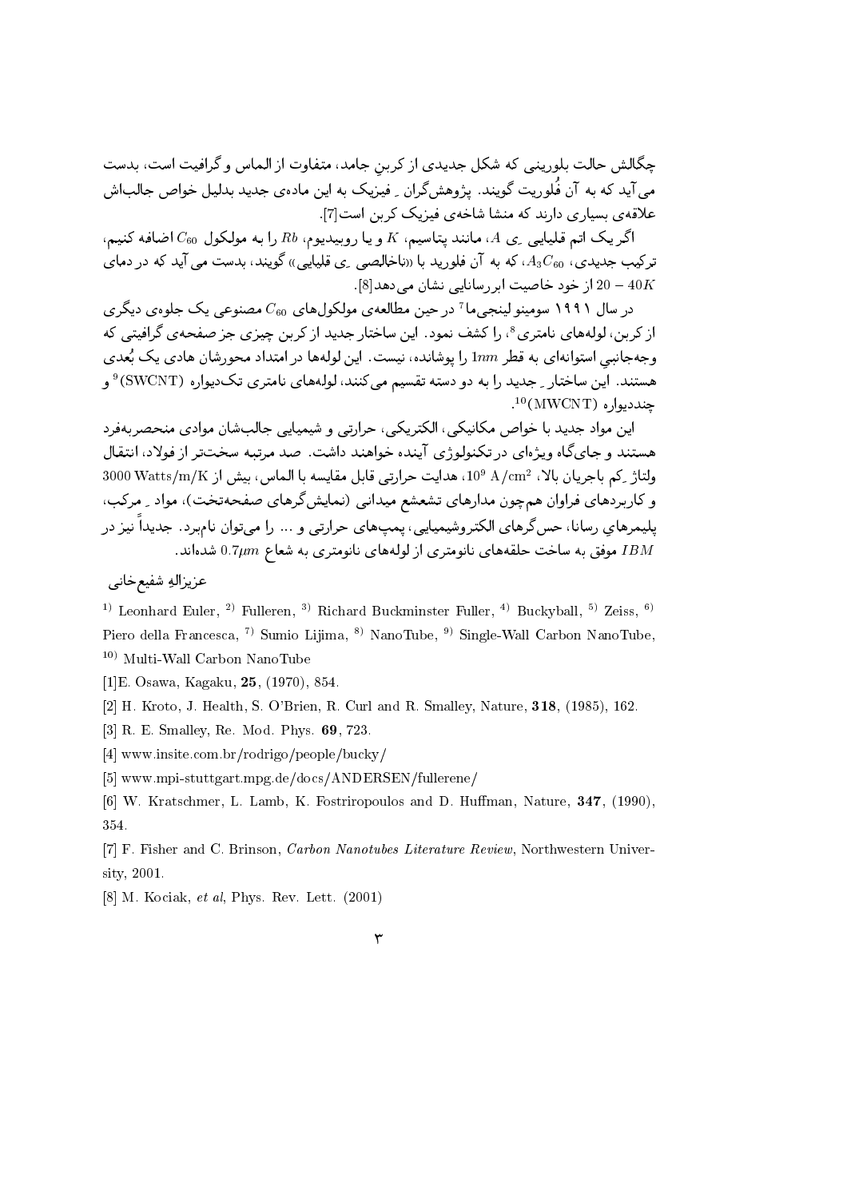چگالش حالت بلورینی که شکل جدیدی از کربنِ جامد، متفاوت از الماس و گرافیت است، بدست می‌آید که به آن فُلوریت گویند. پژوهش‌گران ِ فیزیک به این ماده‌ی جدید بدلیل خواص جالب‌اش علاقه‌ی بسیاری دارند که منشا شاخه‌ی فیزیک کربن است[7].

اگر یک اتم قلیایی ِی $A$، مانند پتاسیم، $K$ و یا روبیدیوم، $Rb$ را به مولکول $C_{60}$ اضافه کنیم، ترکیب جدیدی، $A_3C_{60}$، که به آن فلورید با «ناخالصی ِی قلیایی» گویند، بدست می‌آید که در دمای $20-40K$ از خود خاصیت ابررسانایی نشان می‌دهد[8].

در سال ۱۹۹۱ سومینو لینجی‌ما[7] در حین مطالعه‌ی مولکول‌های $C_{60}$ مصنوعی یک جلوه‌ی دیگری از کربن، لوله‌های نامتری[8]، را کشف نمود. این ساختار جدید از کربن چیزی جز صفحه‌ی گرافیتی که وجه‌جانبی استوانه‌ای به قطر $1nm$ را پوشانده، نیست. این لوله‌ها در امتداد محورشان هادی یک بُعدی هستند. این ساختار ِ جدید را به دو دسته تقسیم می‌کنند، لوله‌های نامتری تک‌دیواره (SWCNT)[9] و چندیدیواره (MWCNT)[10].

این مواد جدید با خواص مکانیکی، الکتریکی، حرارتی و شیمیایی جالب‌شان موادی منحصربه‌فرد هستند و جای‌گاه ویژه‌ای در تکنولوژی آینده خواهند داشت. صد مرتبه سخت‌تر از فولاد، انتقال ولتاژ ِکم باجریان بالا، $10^9$ A/cm$^2$، هدایت حرارتی قابل مقایسه با الماس، بیش از 3000 Watts/m/K و کاربردهای فراوان هم‌چون مدارهای تشعشع میدانی (نمایش‌گرهای صفحه‌تخت)، مواد ِ مرکب، پلیمرهایِ رسانا، حس‌گرهای الکتروشیمیایی، پمپ‌های حرارتی و ... را می‌توان نام‌برد. جدیداً نیز در $IBM$ موفق به ساخت حلقه‌های نانومتری از لوله‌های نانومتری به شعاع $0.7\mu m$ شده‌اند.

عزیزالهِ شفیع‌خانی

[1] Leonhard Euler, [2] Fulleren, [3] Richard Buckminster Fuller, [4] Buckyball, [5] Zeiss, [6] Piero della Francesca, [7] Sumio Lijima, [8] NanoTube, [9] Single-Wall Carbon NanoTube, [10] Multi-Wall Carbon NanoTube

[1]E. Osawa, Kagaku, **25**, (1970), 854.

[2] H. Kroto, J. Health, S. O'Brien, R. Curl and R. Smalley, Nature, **318**, (1985), 162.

[3] R. E. Smalley, Re. Mod. Phys. **69**, 723.

[4] www.insite.com.br/rodrigo/people/bucky/

[5] www.mpi-stuttgart.mpg.de/docs/ANDERSEN/fullerene/

[6] W. Kratschmer, L. Lamb, K. Fostriropoulos and D. Huffman, Nature, **347**, (1990), 354.

[7] F. Fisher and C. Brinson, *Carbon Nanotubes Literature Review*, Northwestern University, 2001.

[8] M. Kociak, *et al*, Phys. Rev. Lett. (2001)